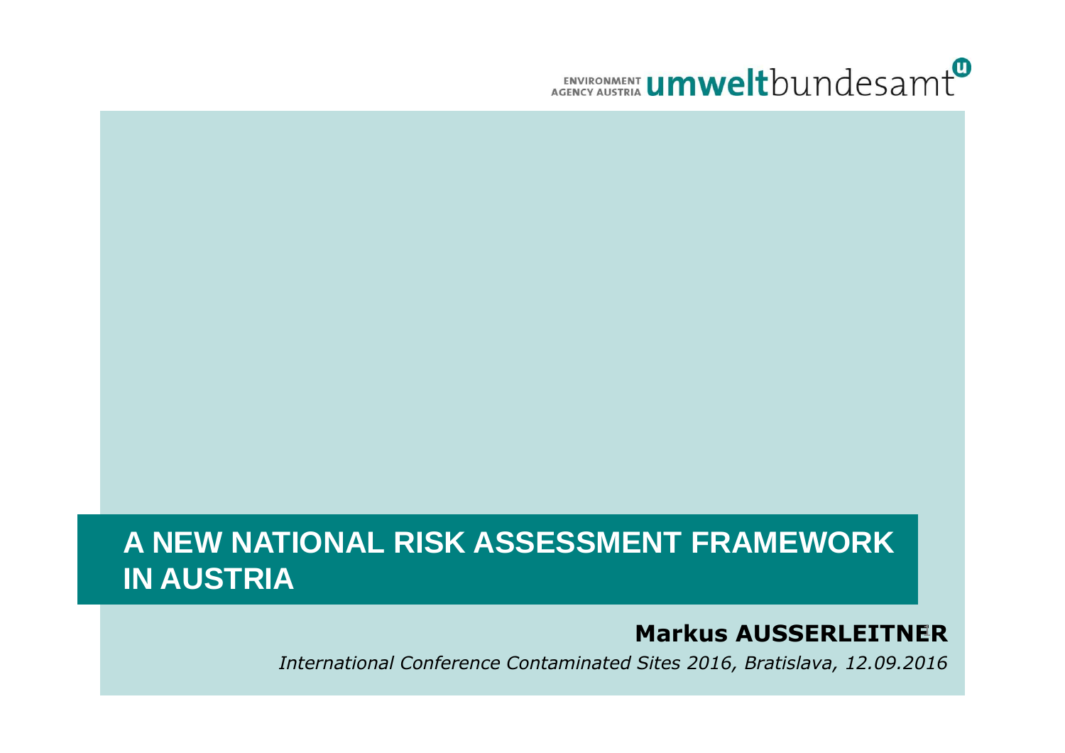ENVIRONMENT AGENCY AUSTRIA **umwelt**bundesamt

# A NEW NATIONAL RISK ASSESSMENT FRAMEWORK IN AUSTRIA

**Markus AUSSERLEITNER**

*International Conference Contaminated Sites 2016, Bratislava, 12.09.2016*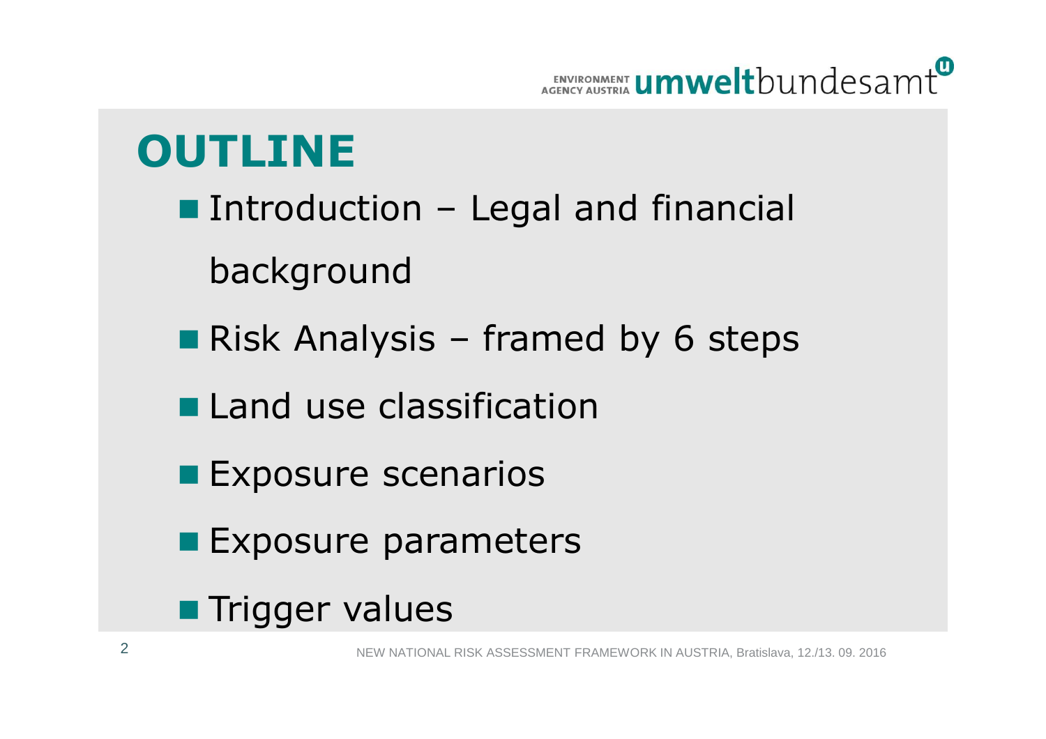# OUTLINE

- Introduction – Legal and financial background
- Risk Analysis – framed by 6 steps
- Land use classification
- Exposure scenarios
- Exposure parameters
- Trigger values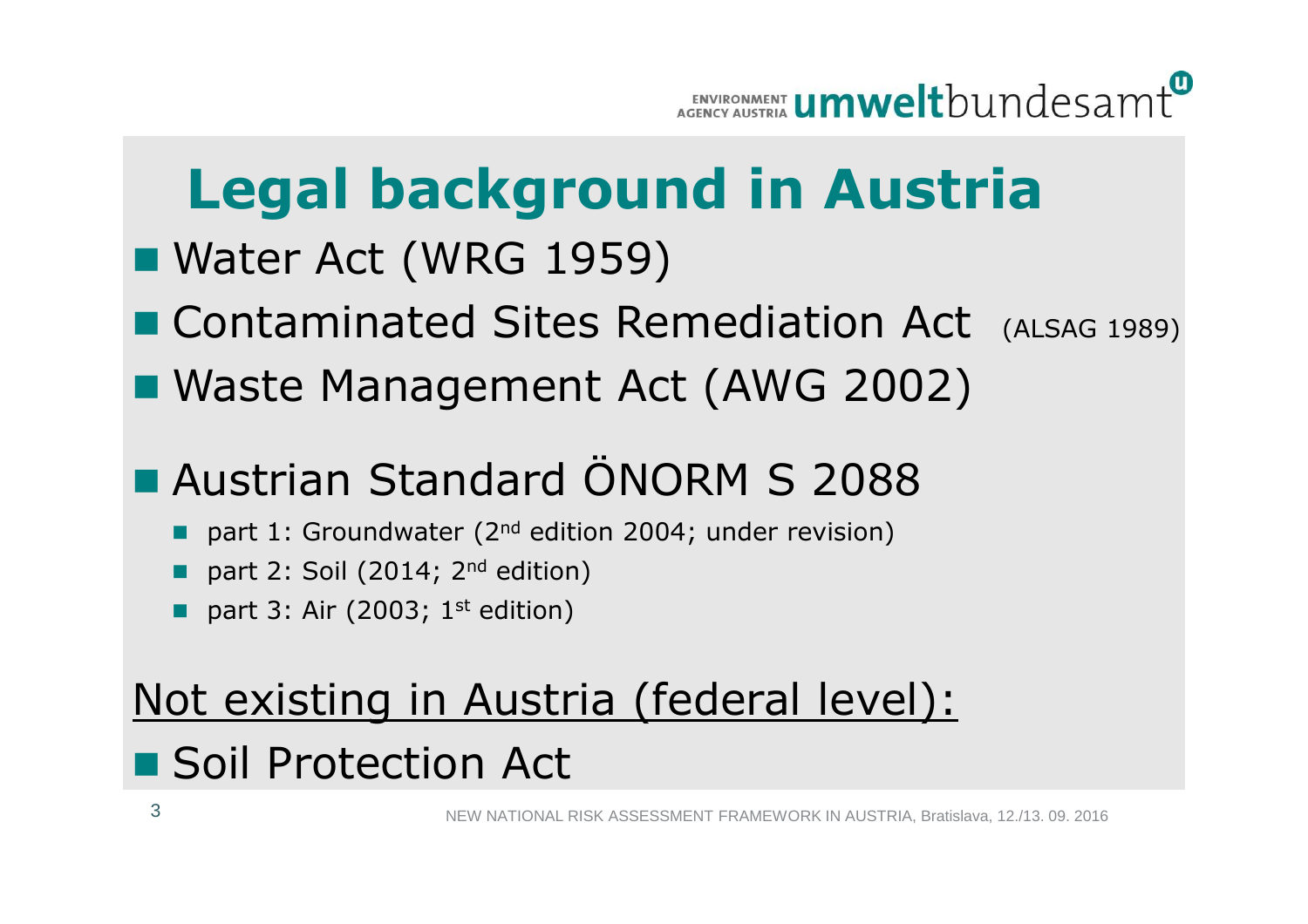# Legal background in Austria

- Water Act (WRG 1959)
- Contaminated Sites Remediation Act (ALSAG 1989)
- Waste Management Act (AWG 2002)

- Austrian Standard ÖNORM S 2088
  - part 1: Groundwater (2nd edition 2004; under revision)
  - part 2: Soil (2014; 2nd edition)
  - part 3: Air (2003; 1st edition)

Not existing in Austria (federal level):

- Soil Protection Act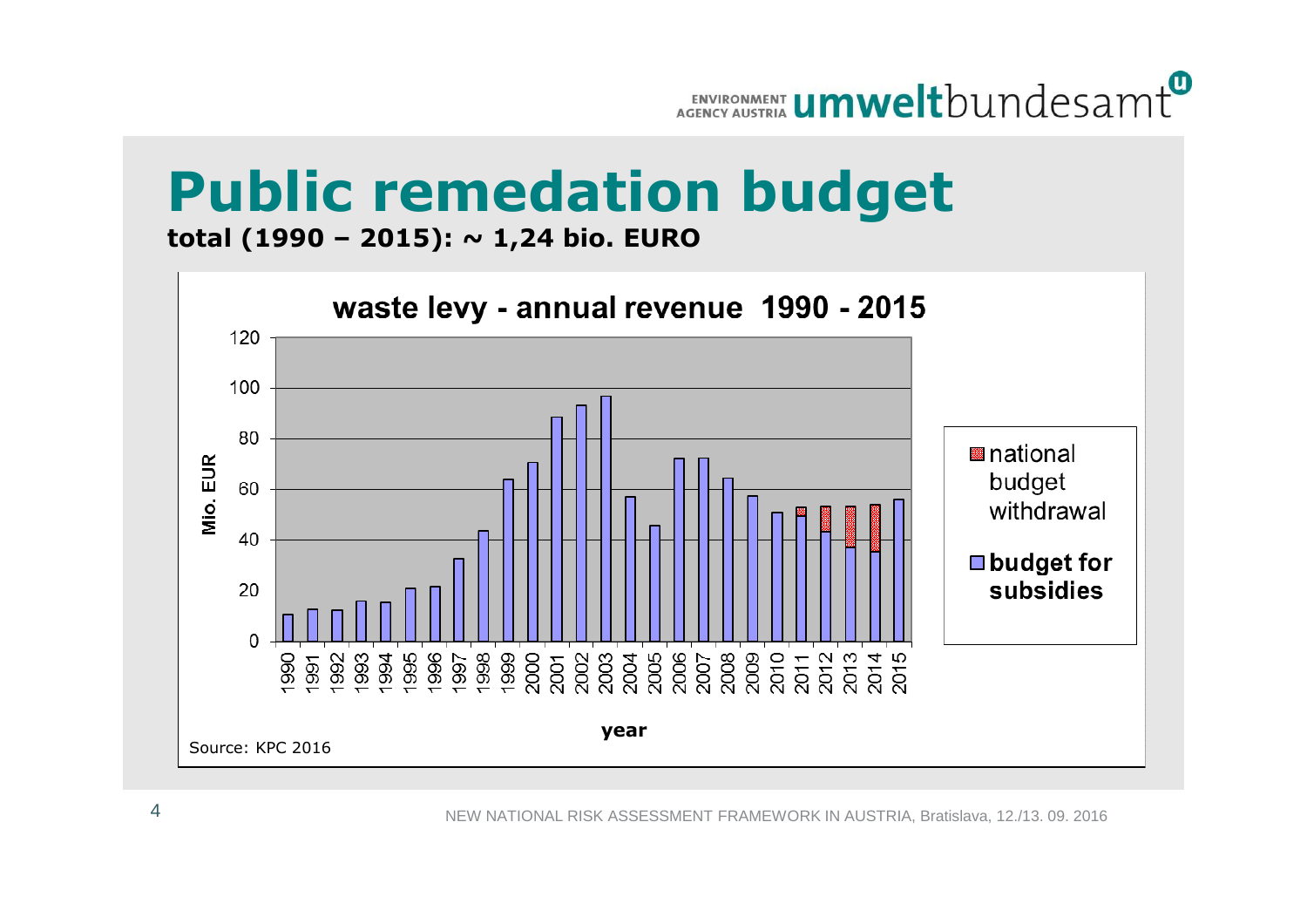# Public remedation budget

**total (1990 – 2015): ~ 1,24 bio. EURO**

**waste levy - annual revenue 1990 - 2015**

Mio. EUR

year

national budget withdrawal

**budget for subsidies**

Source: KPC 2016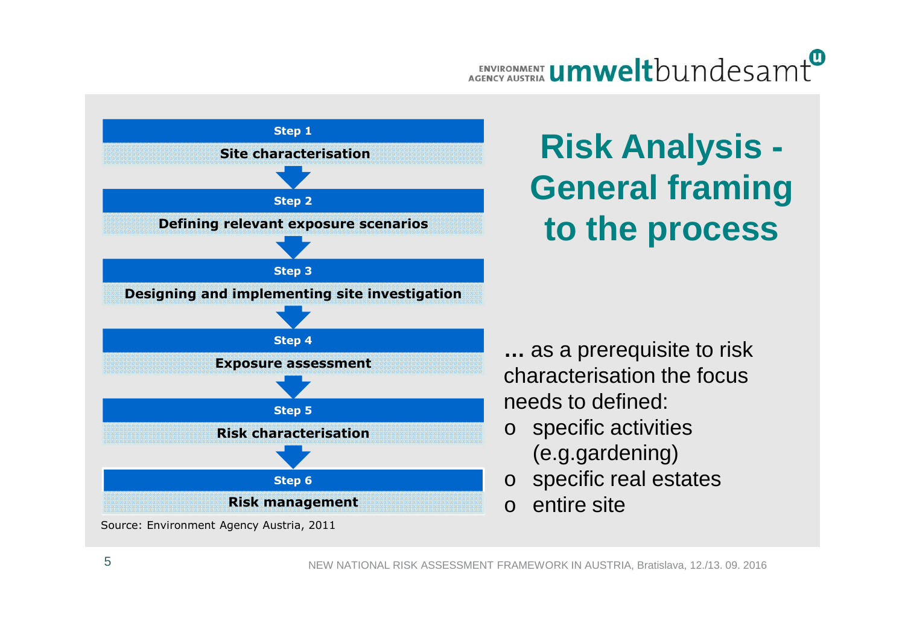# Risk Analysis - General framing to the process

**Step 1**
Site characterisation

**Step 2**
Defining relevant exposure scenarios

**Step 3**
Designing and implementing site investigation

**Step 4**
Exposure assessment

**Step 5**
Risk characterisation

**Step 6**
Risk management

Source: Environment Agency Austria, 2011

**…** as a prerequisite to risk characterisation the focus needs to defined:

- specific activities (e.g.gardening)
- specific real estates
- entire site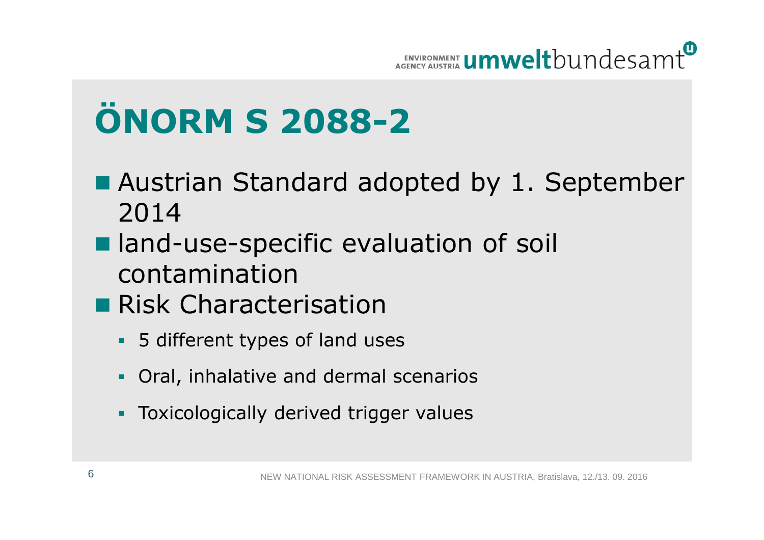# ÖNORM S 2088-2

- Austrian Standard adopted by 1. September 2014
- land-use-specific evaluation of soil contamination
- Risk Characterisation
  - 5 different types of land uses
  - Oral, inhalative and dermal scenarios
  - Toxicologically derived trigger values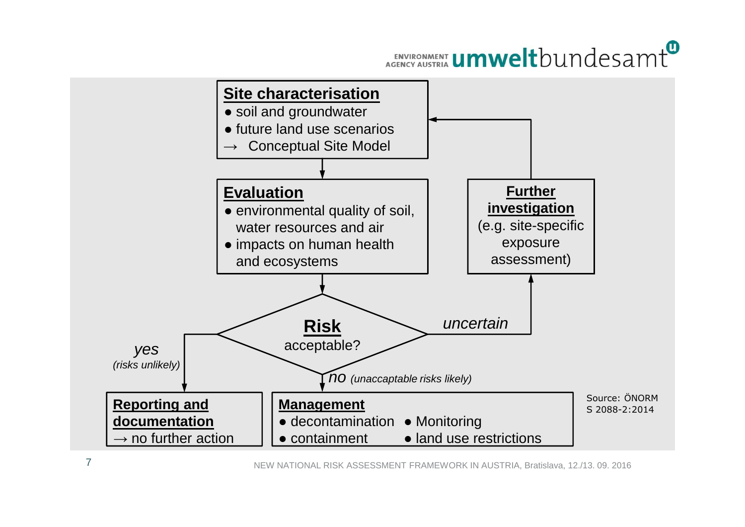**Site characterisation**

- soil and groundwater
- future land use scenarios

→ Conceptual Site Model

**Evaluation**

- environmental quality of soil, water resources and air
- impacts on human health and ecosystems

**Risk** acceptable?

*uncertain* → **Further investigation** (e.g. site-specific exposure assessment) → back to Site characterisation

*yes (risks unlikely)* → **Reporting and documentation** → no further action

*no (unaccaptable risks likely)* → **Management**

- decontamination
- containment
- Monitoring
- land use restrictions

Source: ÖNORM S 2088-2:2014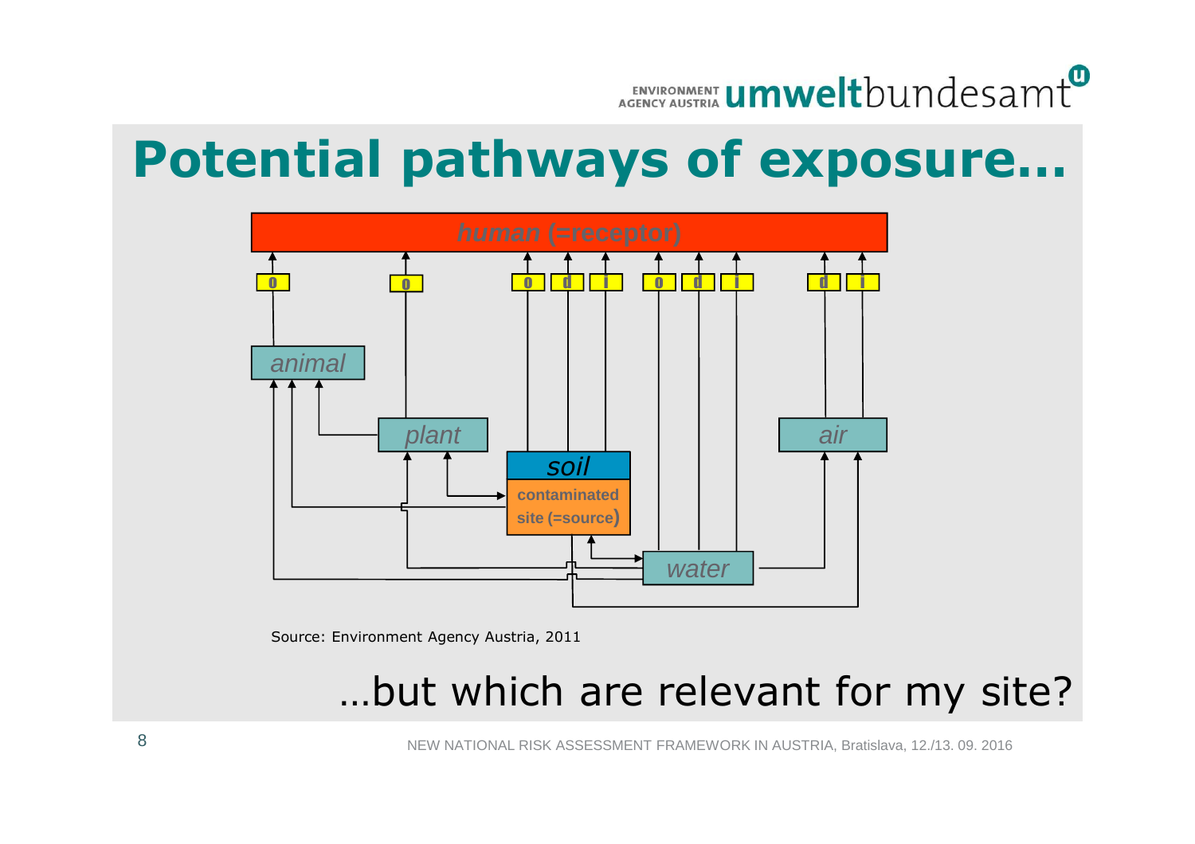# Potential pathways of exposure…

human (=receptor)

o | o | o d i | o d i | d i

animal | plant | soil | contaminated site (=source) | water | air

Source: Environment Agency Austria, 2011

…but which are relevant for my site?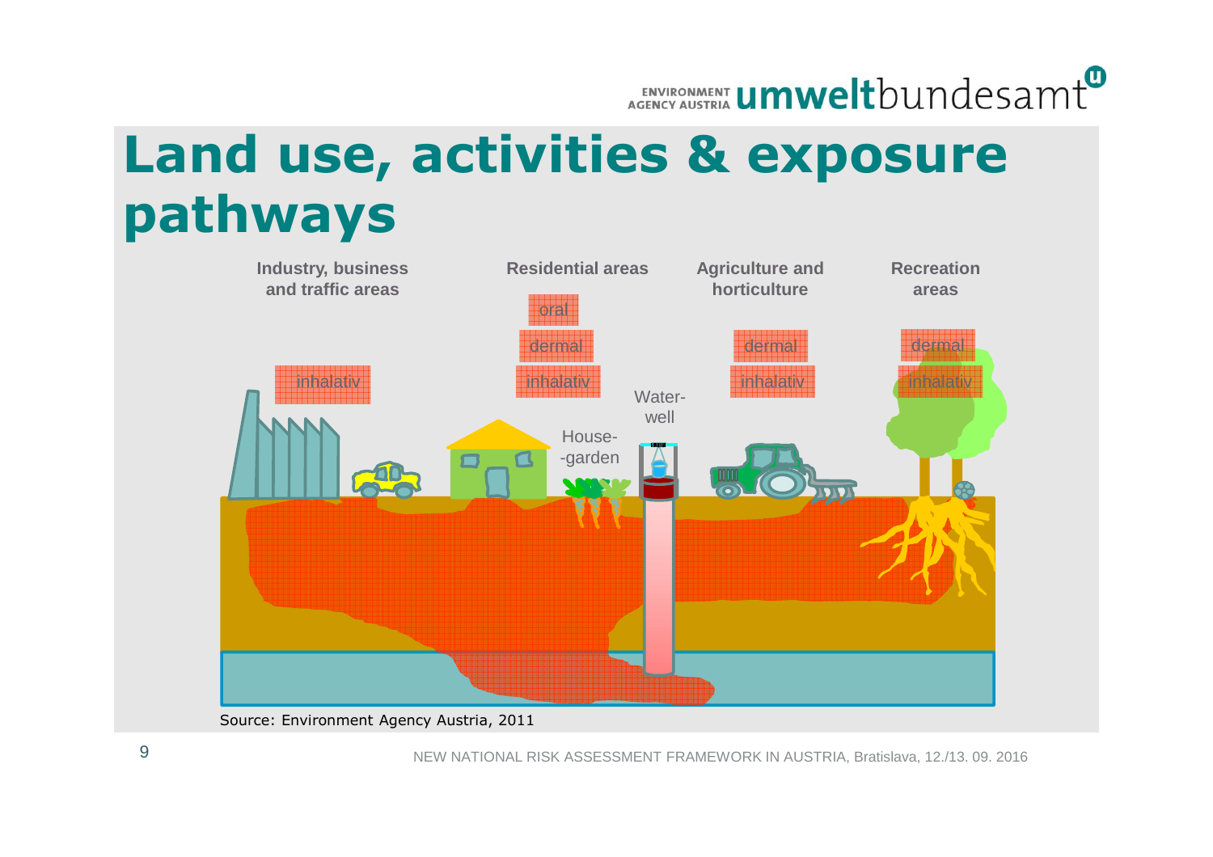# Land use, activities & exposure pathways

Industry, business and traffic areas

inhalativ

Residential areas

oral

dermal

inhalativ

House-garden

Water-well

Agriculture and horticulture

dermal

inhalativ

Recreation areas

dermal

inhalativ

Source: Environment Agency Austria, 2011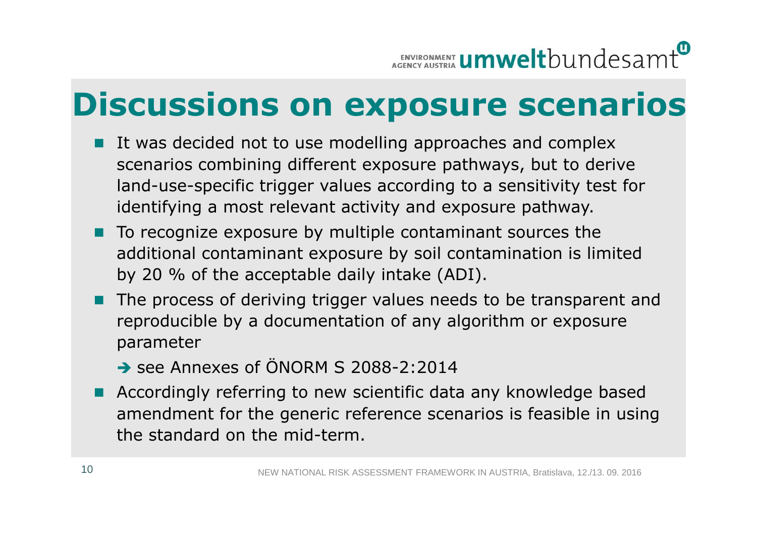# Discussions on exposure scenarios

- It was decided not to use modelling approaches and complex scenarios combining different exposure pathways, but to derive land-use-specific trigger values according to a sensitivity test for identifying a most relevant activity and exposure pathway.
- To recognize exposure by multiple contaminant sources the additional contaminant exposure by soil contamination is limited by 20 % of the acceptable daily intake (ADI).
- The process of deriving trigger values needs to be transparent and reproducible by a documentation of any algorithm or exposure parameter

  → see Annexes of ÖNORM S 2088-2:2014
- Accordingly referring to new scientific data any knowledge based amendment for the generic reference scenarios is feasible in using the standard on the mid-term.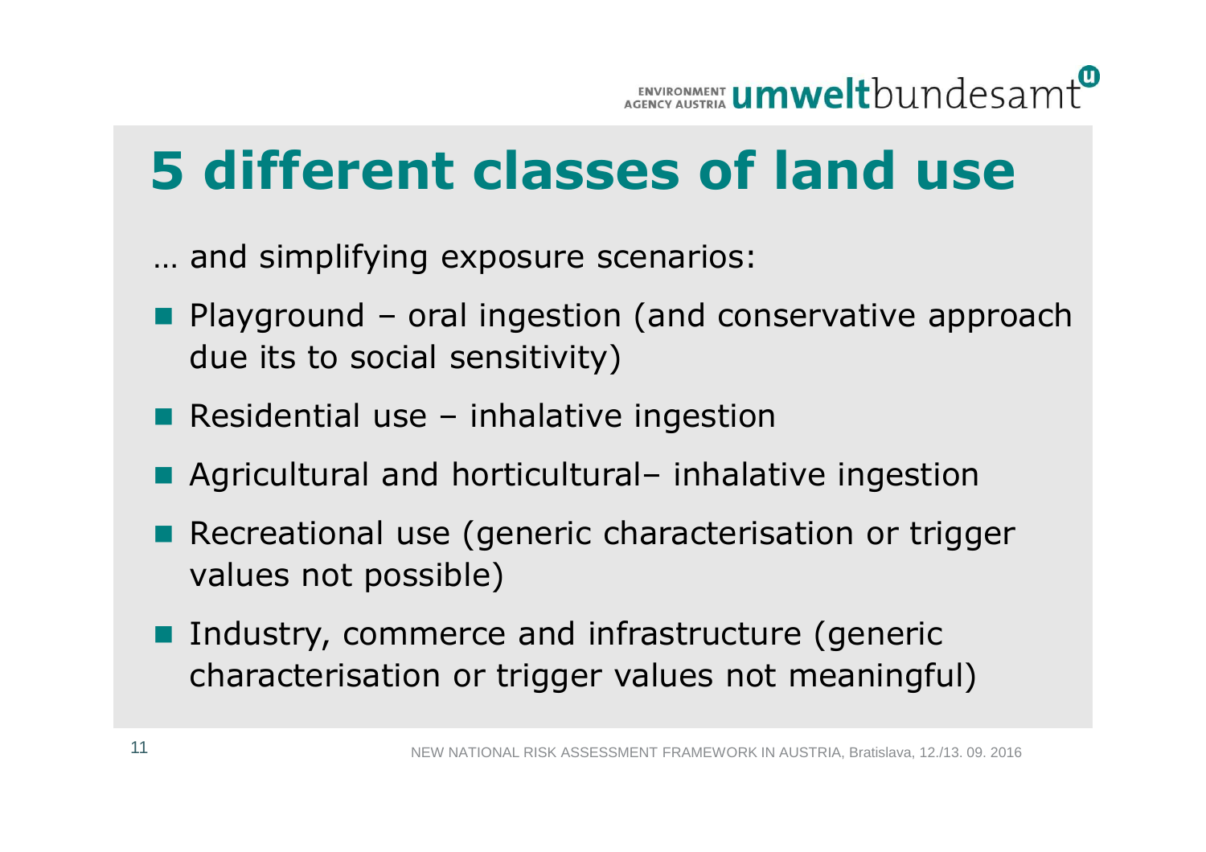# 5 different classes of land use

… and simplifying exposure scenarios:

- Playground – oral ingestion (and conservative approach due its to social sensitivity)
- Residential use – inhalative ingestion
- Agricultural and horticultural– inhalative ingestion
- Recreational use (generic characterisation or trigger values not possible)
- Industry, commerce and infrastructure (generic characterisation or trigger values not meaningful)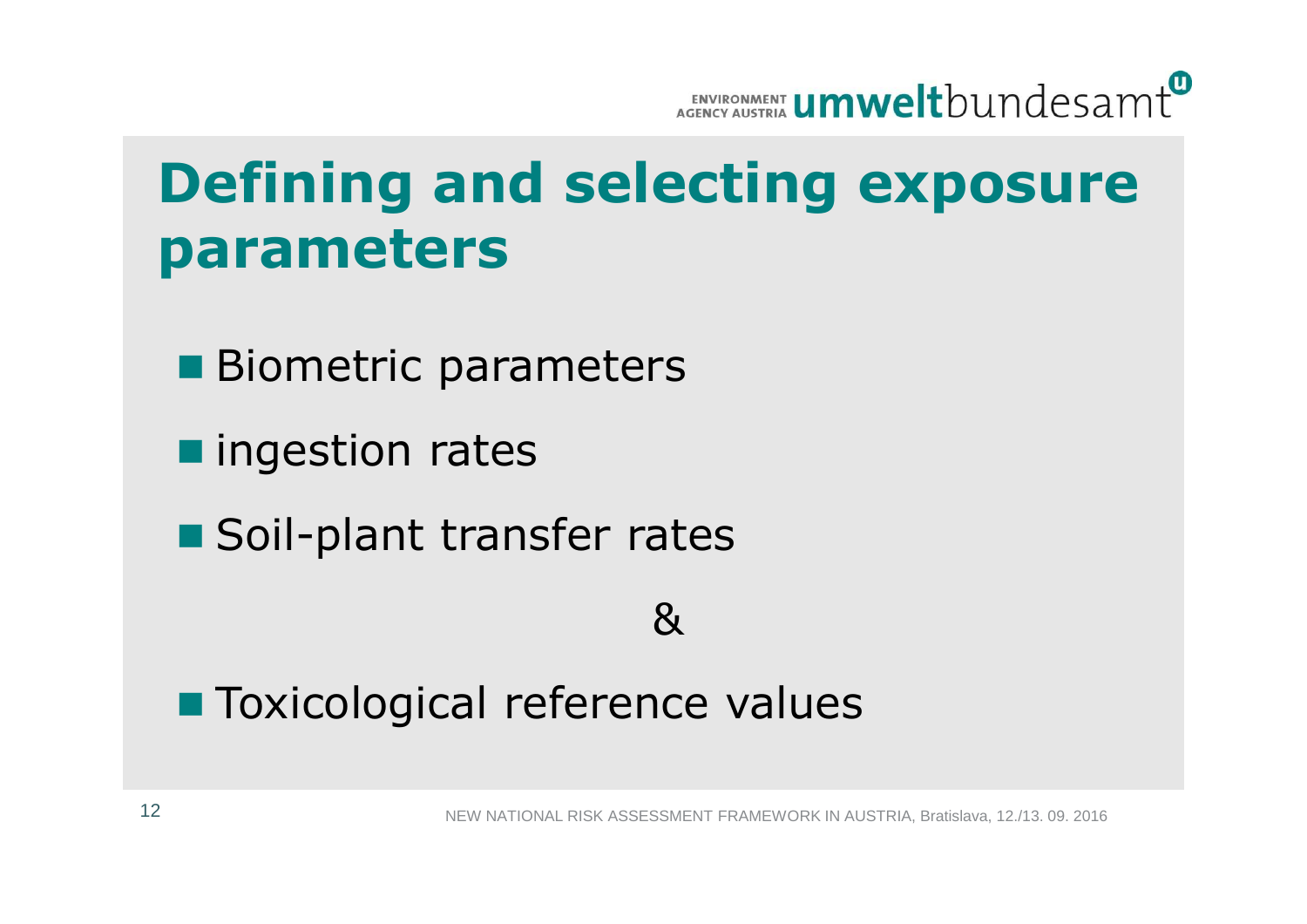# Defining and selecting exposure parameters

- Biometric parameters
- ingestion rates
- Soil-plant transfer rates

&

- Toxicological reference values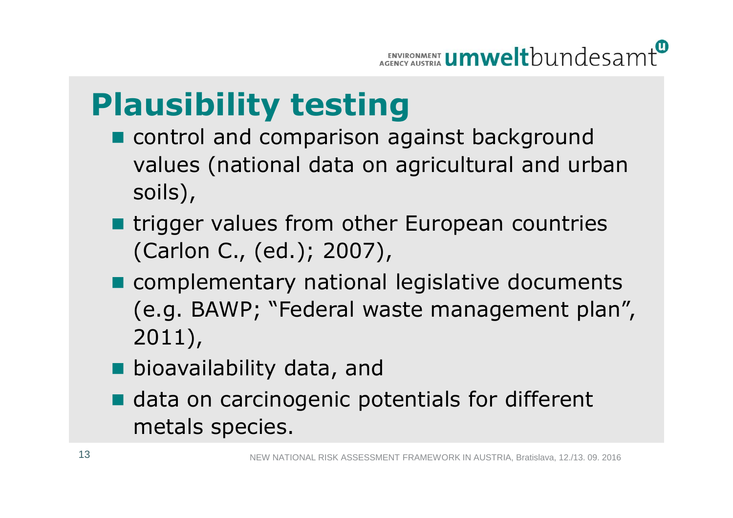# Plausibility testing

- control and comparison against background values (national data on agricultural and urban soils),
- trigger values from other European countries (Carlon C., (ed.); 2007),
- complementary national legislative documents (e.g. BAWP; "Federal waste management plan", 2011),
- bioavailability data, and
- data on carcinogenic potentials for different metals species.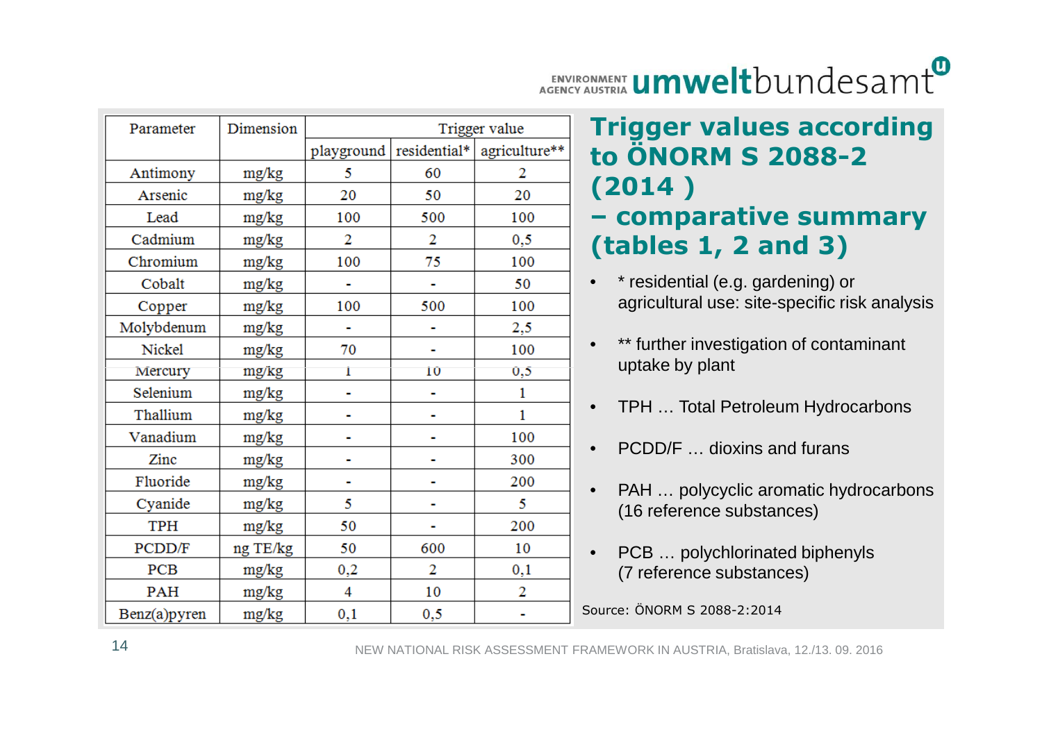## Trigger values according to ÖNORM S 2088-2 (2014 ) – comparative summary (tables 1, 2 and 3)

| Parameter | Dimension | Trigger value | | |
|---|---|---|---|---|
| | | playground | residential* | agriculture** |
| Antimony | mg/kg | 5 | 60 | 2 |
| Arsenic | mg/kg | 20 | 50 | 20 |
| Lead | mg/kg | 100 | 500 | 100 |
| Cadmium | mg/kg | 2 | 2 | 0,5 |
| Chromium | mg/kg | 100 | 75 | 100 |
| Cobalt | mg/kg | - | - | 50 |
| Copper | mg/kg | 100 | 500 | 100 |
| Molybdenum | mg/kg | - | - | 2,5 |
| Nickel | mg/kg | 70 | - | 100 |
| Mercury | mg/kg | 1 | 10 | 0,5 |
| Selenium | mg/kg | - | - | 1 |
| Thallium | mg/kg | - | - | 1 |
| Vanadium | mg/kg | - | - | 100 |
| Zinc | mg/kg | - | - | 300 |
| Fluoride | mg/kg | - | - | 200 |
| Cyanide | mg/kg | 5 | - | 5 |
| TPH | mg/kg | 50 | - | 200 |
| PCDD/F | ng TE/kg | 50 | 600 | 10 |
| PCB | mg/kg | 0,2 | 2 | 0,1 |
| PAH | mg/kg | 4 | 10 | 2 |
| Benz(a)pyren | mg/kg | 0,1 | 0,5 | - |

- * residential (e.g. gardening) or agricultural use: site-specific risk analysis
- ** further investigation of contaminant uptake by plant
- TPH … Total Petroleum Hydrocarbons
- PCDD/F … dioxins and furans
- PAH … polycyclic aromatic hydrocarbons (16 reference substances)
- PCB … polychlorinated biphenyls (7 reference substances)

Source: ÖNORM S 2088-2:2014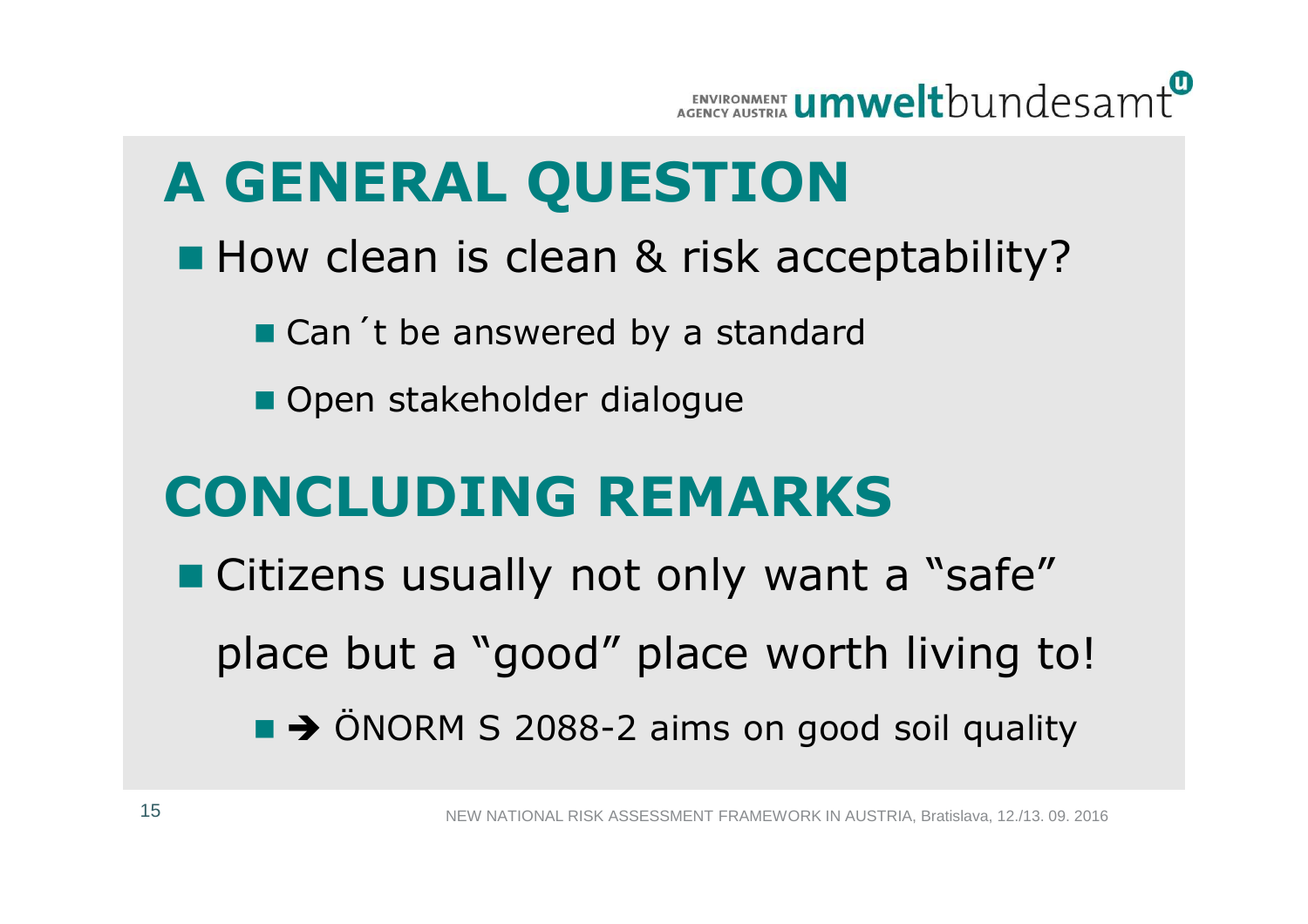# A GENERAL QUESTION

- How clean is clean & risk acceptability?
  - Can´t be answered by a standard
  - Open stakeholder dialogue

# CONCLUDING REMARKS

- Citizens usually not only want a "safe" place but a "good" place worth living to!
  - → ÖNORM S 2088-2 aims on good soil quality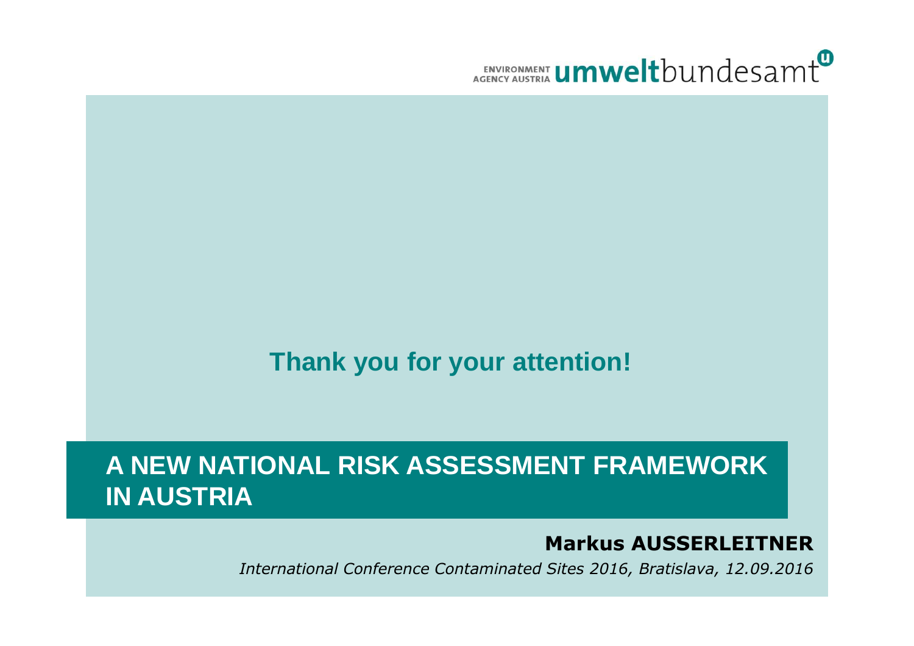ENVIRONMENT AGENCY AUSTRIA **umwelt**bundesamt

## Thank you for your attention!

# A NEW NATIONAL RISK ASSESSMENT FRAMEWORK IN AUSTRIA

**Markus AUSSERLEITNER**

*International Conference Contaminated Sites 2016, Bratislava, 12.09.2016*